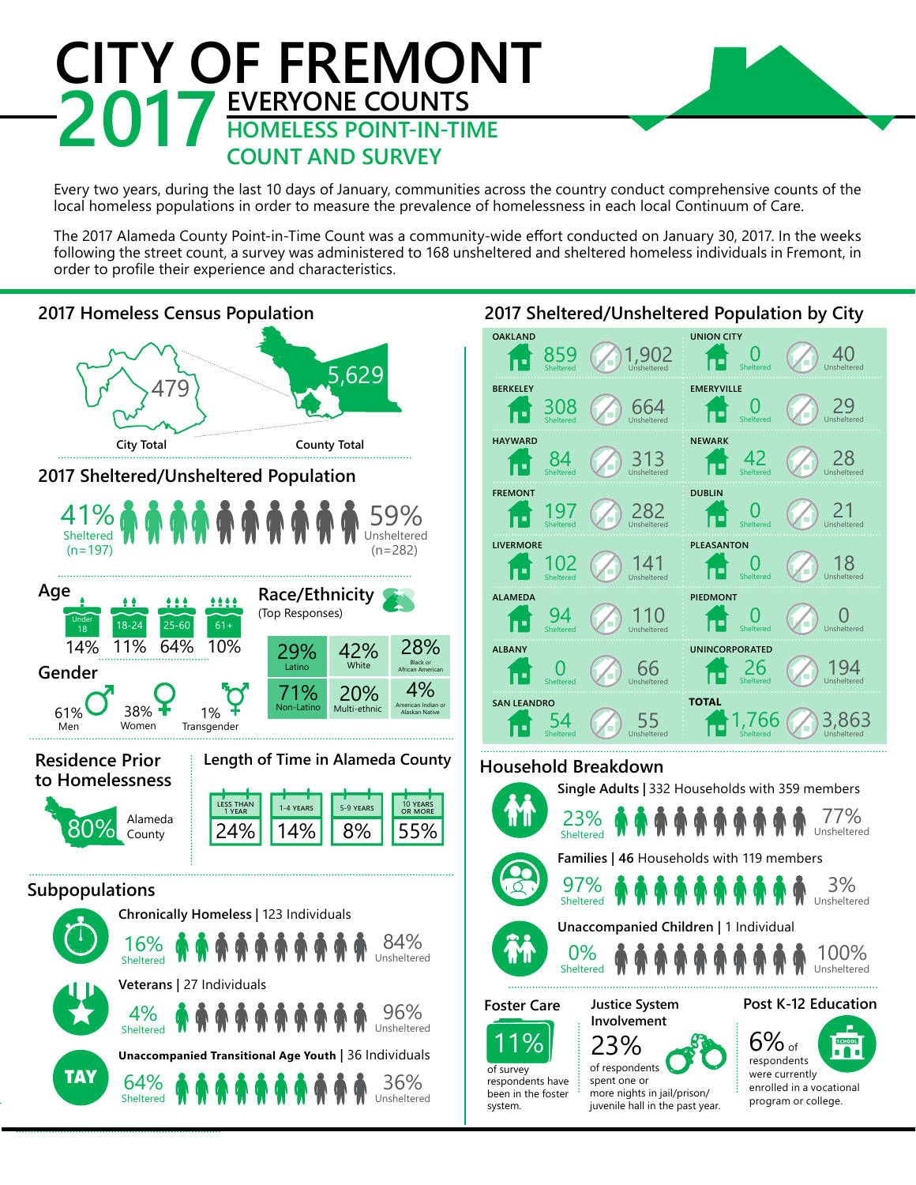# CITY OF FREMONT

# 2017 EVERYONE COUNTS

## HOMELESS POINT-IN-TIME COUNT AND SURVEY

Every two years, during the last 10 days of January, communities across the country conduct comprehensive counts of the local homeless populations in order to measure the prevalence of homelessness in each local Continuum of Care.

The 2017 Alameda County Point-in-Time Count was a community-wide effort conducted on January 30, 2017. In the weeks following the street count, a survey was administered to 168 unsheltered and sheltered homeless individuals in Fremont, in order to profile their experience and characteristics.

## 2017 Homeless Census Population

- City Total: 479
- County Total: 5,629

## 2017 Sheltered/Unsheltered Population

- 41% Sheltered (n=197)
- 59% Unsheltered (n=282)

## Age

| Under 18 | 18-24 | 25-60 | 61+ |
|---|---|---|---|
| 14% | 11% | 64% | 10% |

## Race/Ethnicity

(Top Responses)

| 29% Latino | 42% White | 28% Black or African American |
|---|---|---|
| 71% Non-Latino | 20% Multi-ethnic | 4% American Indian or Alaskan Native |

## Gender

- 61% Men
- 38% Women
- 1% Transgender

## Residence Prior to Homelessness

80% Alameda County

## Length of Time in Alameda County

| LESS THAN 1 YEAR | 1-4 YEARS | 5-9 YEARS | 10 YEARS OR MORE |
|---|---|---|---|
| 24% | 14% | 8% | 55% |

## Subpopulations

**Chronically Homeless** | 123 Individuals

- 16% Sheltered
- 84% Unsheltered

**Veterans** | 27 Individuals

- 4% Sheltered
- 96% Unsheltered

**Unaccompanied Transitional Age Youth** | 36 Individuals

- 64% Sheltered
- 36% Unsheltered

## 2017 Sheltered/Unsheltered Population by City

| City | Sheltered | Unsheltered |
|---|---|---|
| OAKLAND | 859 | 1,902 |
| BERKELEY | 308 | 664 |
| HAYWARD | 84 | 313 |
| FREMONT | 197 | 282 |
| LIVERMORE | 102 | 141 |
| ALAMEDA | 94 | 110 |
| ALBANY | 0 | 66 |
| SAN LEANDRO | 54 | 55 |
| UNION CITY | 0 | 40 |
| EMERYVILLE | 0 | 29 |
| NEWARK | 42 | 28 |
| DUBLIN | 0 | 21 |
| PLEASANTON | 0 | 18 |
| PIEDMONT | 0 | 0 |
| UNINCORPORATED | 26 | 194 |
| TOTAL | 1,766 | 3,863 |

## Household Breakdown

**Single Adults** | 332 Households with 359 members

- 23% Sheltered
- 77% Unsheltered

**Families** | 46 Households with 119 members

- 97% Sheltered
- 3% Unsheltered

**Unaccompanied Children** | 1 Individual

- 0% Sheltered
- 100% Unsheltered

## Foster Care

11% of survey respondents have been in the foster system.

## Justice System Involvement

23% of respondents spent one or more nights in jail/prison/ juvenile hall in the past year.

## Post K-12 Education

6% of respondents were currently enrolled in a vocational program or college.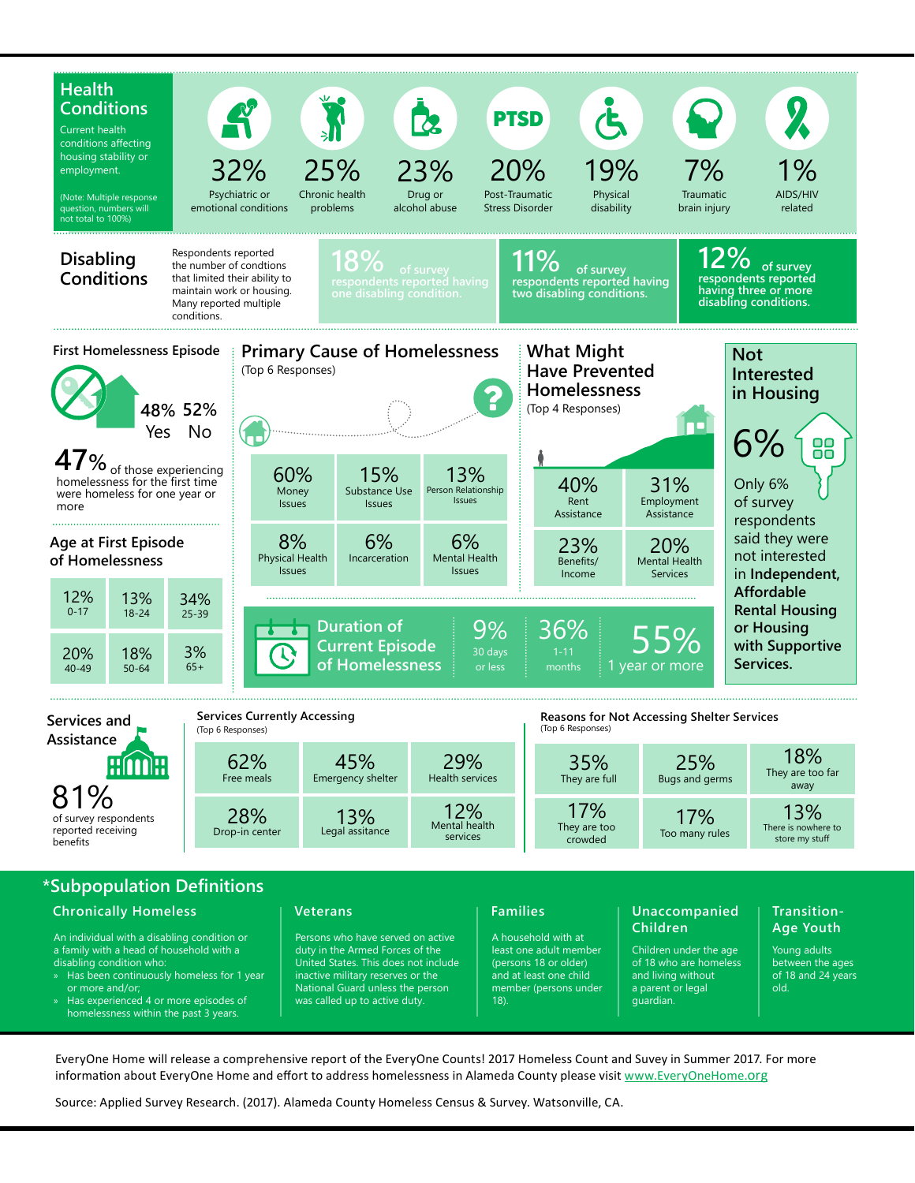## Health Conditions

Current health conditions affecting housing stability or employment.

(Note: Multiple response question, numbers will not total to 100%)

| | | | | | | |
|---|---|---|---|---|---|---|
| 32% | 25% | 23% | 20% | 19% | 7% | 1% |
| Psychiatric or emotional conditions | Chronic health problems | Drug or alcohol abuse | Post-Traumatic Stress Disorder | Physical disability | Traumatic brain injury | AIDS/HIV related |

## Disabling Conditions

Respondents reported the number of condtions that limited their ability to maintain work or housing. Many reported multiple conditions.

- 18% of survey respondents reported having one disabling condition.
- 11% of survey respondents reported having two disabling conditions.
- 12% of survey respondents reported having three or more disabling conditions.

## First Homelessness Episode

| Yes | No |
|---|---|
| 48% | 52% |

47% of those experiencing homelessness for the first time were homeless for one year or more

## Age at First Episode of Homelessness

| | | |
|---|---|---|
| 12% 0-17 | 13% 18-24 | 34% 25-39 |
| 20% 40-49 | 18% 50-64 | 3% 65+ |

## Primary Cause of Homelessness

(Top 6 Responses)

| | | |
|---|---|---|
| 60% Money Issues | 15% Substance Use Issues | 13% Person Relationship Issues |
| 8% Physical Health Issues | 6% Incarceration | 6% Mental Health Issues |

## What Might Have Prevented Homelessness

(Top 4 Responses)

| | |
|---|---|
| 40% Rent Assistance | 31% Employment Assistance |
| 23% Benefits/ Income | 20% Mental Health Services |

## Duration of Current Episode of Homelessness

| 30 days or less | 1-11 months | 1 year or more |
|---|---|---|
| 9% | 36% | 55% |

## Not Interested in Housing

6%

Only 6% of survey respondents said they were not interested in **Independent, Affordable Rental Housing or Housing with Supportive Services.**

## Services and Assistance

81% of survey respondents reported receiving benefits

### Services Currently Accessing

(Top 6 Responses)

| | | |
|---|---|---|
| 62% Free meals | 45% Emergency shelter | 29% Health services |
| 28% Drop-in center | 13% Legal assistance | 12% Mental health services |

### Reasons for Not Accessing Shelter Services

(Top 6 Responses)

| | | |
|---|---|---|
| 35% They are full | 25% Bugs and germs | 18% They are too far away |
| 17% They are too crowded | 17% Too many rules | 13% There is nowhere to store my stuff |

## *Subpopulation Definitions

### Chronically Homeless

An individual with a disabling condition or a family with a head of household with a disabling condition who:

- Has been continuously homeless for 1 year or more and/or;
- Has experienced 4 or more episodes of homelessness within the past 3 years.

### Veterans

Persons who have served on active duty in the Armed Forces of the United States. This does not include inactive military reserves or the National Guard unless the person was called up to active duty.

### Families

A household with at least one adult member (persons 18 or older) and at least one child member (persons under 18).

### Unaccompanied Children

Children under the age of 18 who are homeless and living without a parent or legal guardian.

### Transition-Age Youth

Young adults between the ages of 18 and 24 years old.

EveryOne Home will release a comprehensive report of the EveryOne Counts! 2017 Homeless Count and Suvey in Summer 2017. For more information about EveryOne Home and effort to address homelessness in Alameda County please visit www.EveryOneHome.org

Source: Applied Survey Research. (2017). Alameda County Homeless Census & Survey. Watsonville, CA.